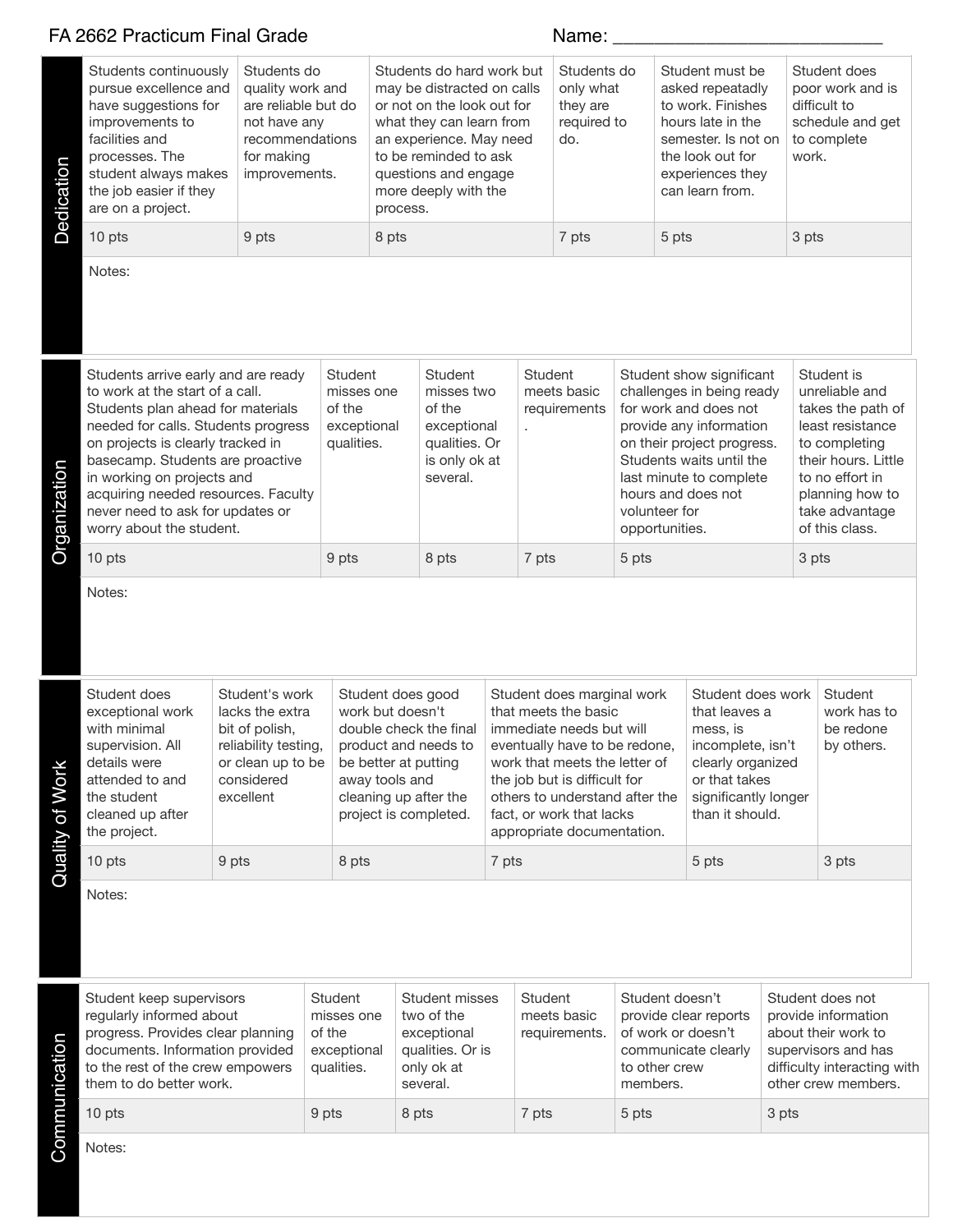# FA 2662 Practicum Final Grade

Name: ___________________________

## Dedication

| Students continuously pursue excellence and have suggestions for improvements to facilities and processes. The student always makes the job easier if they are on a project. | Students do quality work and are reliable but do not have any recommendations for making improvements. | Students do hard work but may be distracted on calls or not on the look out for what they can learn from an experience. May need to be reminded to ask questions and engage more deeply with the process. | Students do only what they are required to do. | Student must be asked repeatadly to work. Finishes hours late in the semester. Is not on the look out for experiences they can learn from. | Student does poor work and is difficult to schedule and get to complete work. |
|---|---|---|---|---|---|
| 10 pts | 9 pts | 8 pts | 7 pts | 5 pts | 3 pts |

Notes:

## Organization

| Students arrive early and are ready to work at the start of a call. Students plan ahead for materials needed for calls. Students progress on projects is clearly tracked in basecamp. Students are proactive in working on projects and acquiring needed resources. Faculty never need to ask for updates or worry about the student. | Student misses one of the exceptional qualities. | Student misses two of the exceptional qualities. Or is only ok at several. | Student meets basic requirements . | Student show significant challenges in being ready for work and does not provide any information on their project progress. Students waits until the last minute to complete hours and does not volunteer for opportunities. | Student is unreliable and takes the path of least resistance to completing their hours. Little to no effort in planning how to take advantage of this class. |
|---|---|---|---|---|---|
| 10 pts | 9 pts | 8 pts | 7 pts | 5 pts | 3 pts |

Notes:

## Quality of Work

| Student does exceptional work with minimal supervision. All details were attended to and the student cleaned up after the project. | Student's work lacks the extra bit of polish, reliability testing, or clean up to be considered excellent | Student does good work but doesn't double check the final product and needs to be better at putting away tools and cleaning up after the project is completed. | Student does marginal work that meets the basic immediate needs but will eventually have to be redone, work that meets the letter of the job but is difficult for others to understand after the fact, or work that lacks appropriate documentation. | Student does work that leaves a mess, is incomplete, isn't clearly organized or that takes significantly longer than it should. | Student work has to be redone by others. |
|---|---|---|---|---|---|
| 10 pts | 9 pts | 8 pts | 7 pts | 5 pts | 3 pts |

Notes:

## Communication

| Student keep supervisors regularly informed about progress. Provides clear planning documents. Information provided to the rest of the crew empowers them to do better work. | Student misses one of the exceptional qualities. | Student misses two of the exceptional qualities. Or is only ok at several. | Student meets basic requirements. | Student doesn't provide clear reports of work or doesn't communicate clearly to other crew members. | Student does not provide information about their work to supervisors and has difficulty interacting with other crew members. |
|---|---|---|---|---|---|
| 10 pts | 9 pts | 8 pts | 7 pts | 5 pts | 3 pts |

Notes: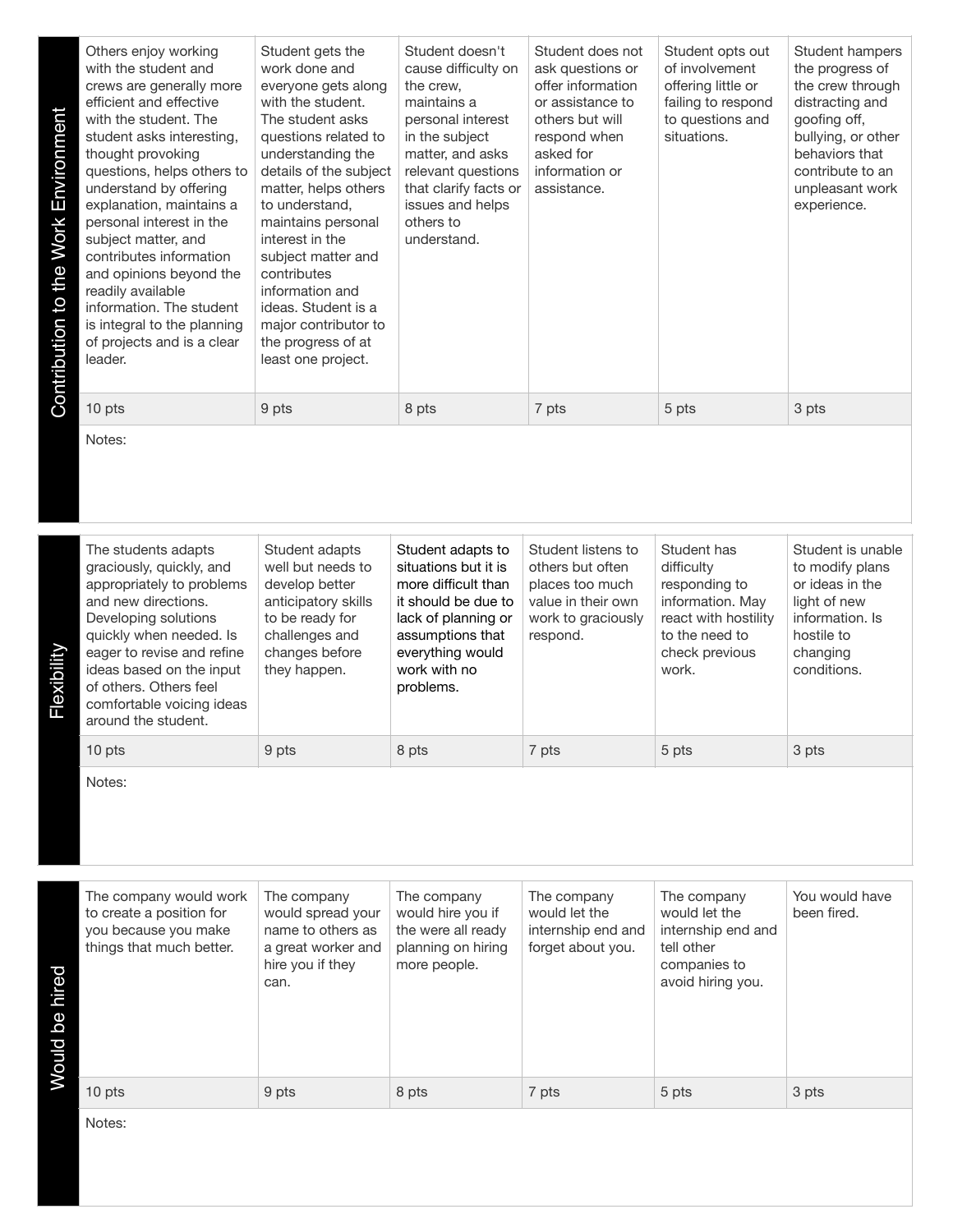| Contribution to the Work Environment | | | | | |
|---|---|---|---|---|---|
| Others enjoy working with the student and crews are generally more efficient and effective with the student. The student asks interesting, thought provoking questions, helps others to understand by offering explanation, maintains a personal interest in the subject matter, and contributes information and opinions beyond the readily available information. The student is integral to the planning of projects and is a clear leader. | Student gets the work done and everyone gets along with the student. The student asks questions related to understanding the details of the subject matter, helps others to understand, maintains personal interest in the subject matter and contributes information and ideas. Student is a major contributor to the progress of at least one project. | Student doesn't cause difficulty on the crew, maintains a personal interest in the subject matter, and asks relevant questions that clarify facts or issues and helps others to understand. | Student does not ask questions or offer information or assistance to others but will respond when asked for information or assistance. | Student opts out of involvement offering little or failing to respond to questions and situations. | Student hampers the progress of the crew through distracting and goofing off, bullying, or other behaviors that contribute to an unpleasant work experience. |
| 10 pts | 9 pts | 8 pts | 7 pts | 5 pts | 3 pts |

Notes:

| Flexibility | | | | | |
|---|---|---|---|---|---|
| The students adapts graciously, quickly, and appropriately to problems and new directions. Developing solutions quickly when needed. Is eager to revise and refine ideas based on the input of others. Others feel comfortable voicing ideas around the student. | Student adapts well but needs to develop better anticipatory skills to be ready for challenges and changes before they happen. | Student adapts to situations but it is more difficult than it should be due to lack of planning or assumptions that everything would work with no problems. | Student listens to others but often places too much value in their own work to graciously respond. | Student has difficulty responding to information. May react with hostility to the need to check previous work. | Student is unable to modify plans or ideas in the light of new information. Is hostile to changing conditions. |
| 10 pts | 9 pts | 8 pts | 7 pts | 5 pts | 3 pts |

Notes:

| Would be hired | | | | | |
|---|---|---|---|---|---|
| The company would work to create a position for you because you make things that much better. | The company would spread your name to others as a great worker and hire you if they can. | The company would hire you if the were all ready planning on hiring more people. | The company would let the internship end and forget about you. | The company would let the internship end and tell other companies to avoid hiring you. | You would have been fired. |
| 10 pts | 9 pts | 8 pts | 7 pts | 5 pts | 3 pts |

Notes: